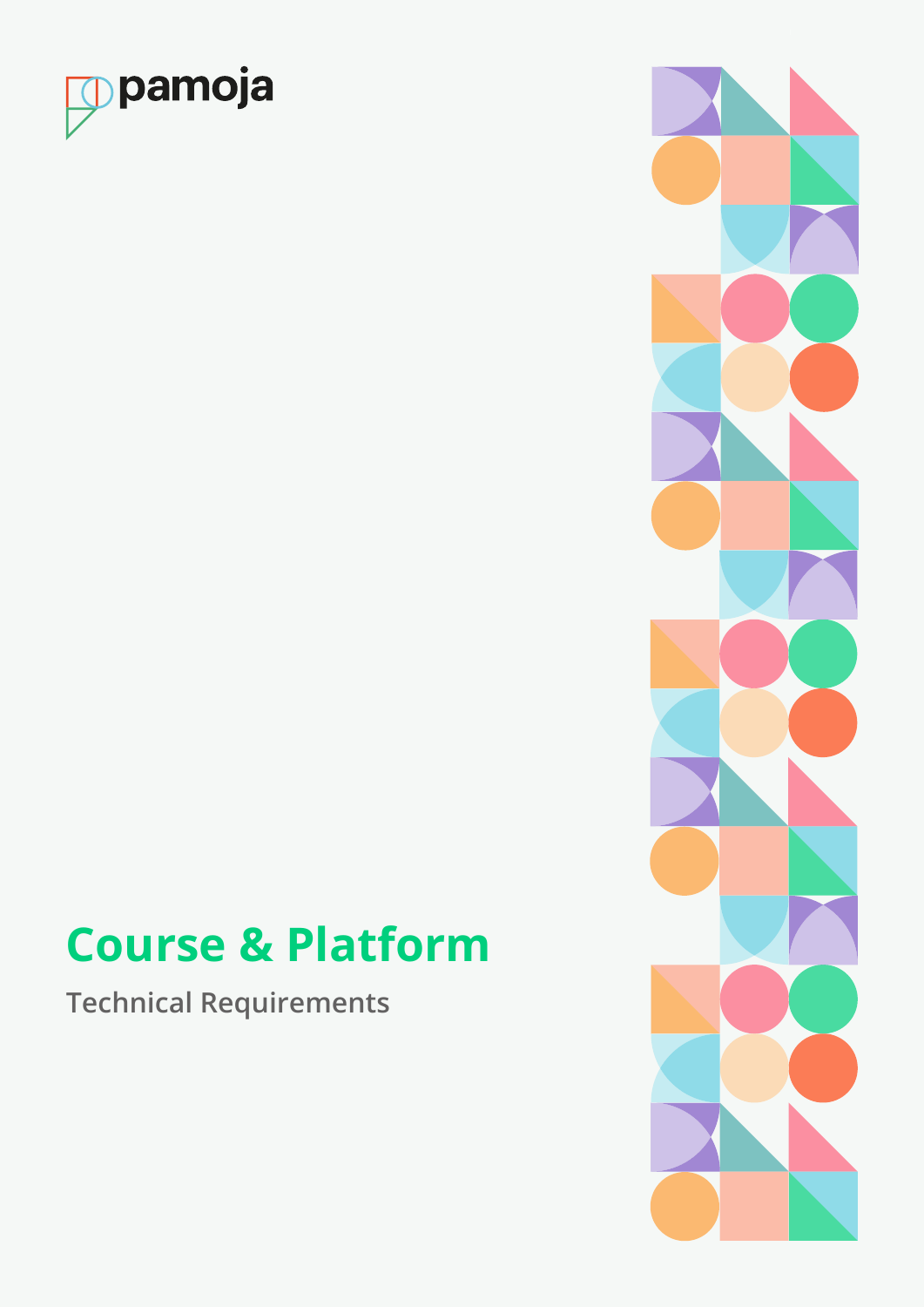pamoja

# Course & Platform

Technical Requirements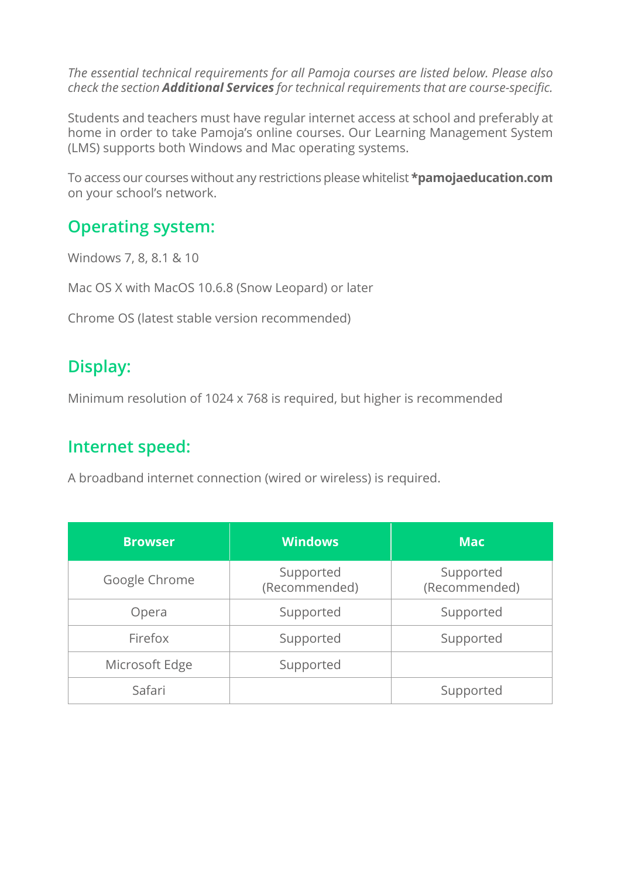*The essential technical requirements for all Pamoja courses are listed below. Please also check the section **Additional Services** for technical requirements that are course-specific.*

Students and teachers must have regular internet access at school and preferably at home in order to take Pamoja's online courses. Our Learning Management System (LMS) supports both Windows and Mac operating systems.

To access our courses without any restrictions please whitelist ***pamojaeducation.com** on your school's network.

## Operating system:

Windows 7, 8, 8.1 & 10

Mac OS X with MacOS 10.6.8 (Snow Leopard) or later

Chrome OS (latest stable version recommended)

## Display:

Minimum resolution of 1024 x 768 is required, but higher is recommended

## Internet speed:

A broadband internet connection (wired or wireless) is required.

| Browser | Windows | Mac |
|---|---|---|
| Google Chrome | Supported (Recommended) | Supported (Recommended) |
| Opera | Supported | Supported |
| Firefox | Supported | Supported |
| Microsoft Edge | Supported | |
| Safari | | Supported |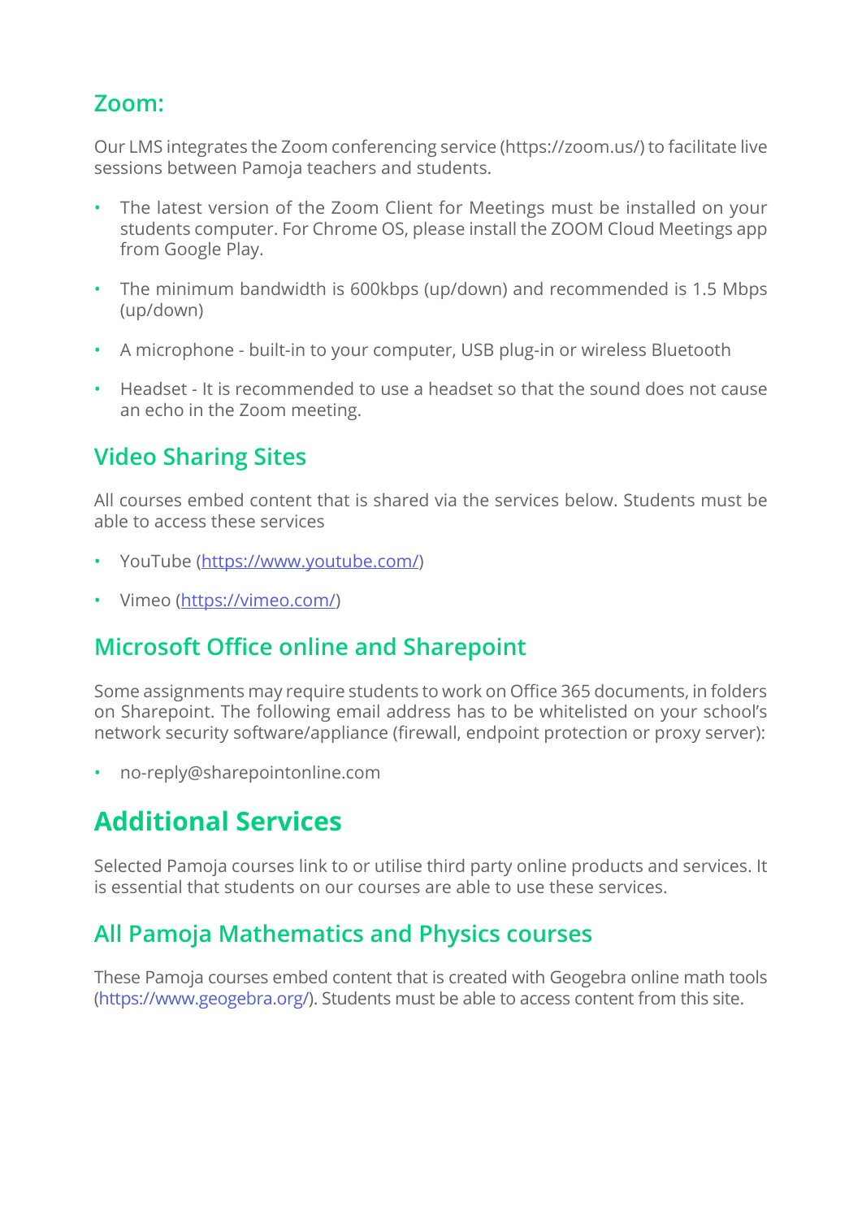### Zoom:

Our LMS integrates the Zoom conferencing service (https://zoom.us/) to facilitate live sessions between Pamoja teachers and students.

- The latest version of the Zoom Client for Meetings must be installed on your students computer. For Chrome OS, please install the ZOOM Cloud Meetings app from Google Play.
- The minimum bandwidth is 600kbps (up/down) and recommended is 1.5 Mbps (up/down)
- A microphone - built-in to your computer, USB plug-in or wireless Bluetooth
- Headset - It is recommended to use a headset so that the sound does not cause an echo in the Zoom meeting.

### Video Sharing Sites

All courses embed content that is shared via the services below. Students must be able to access these services

- YouTube (https://www.youtube.com/)
- Vimeo (https://vimeo.com/)

### Microsoft Office online and Sharepoint

Some assignments may require students to work on Office 365 documents, in folders on Sharepoint. The following email address has to be whitelisted on your school's network security software/appliance (firewall, endpoint protection or proxy server):

- no-reply@sharepointonline.com

## Additional Services

Selected Pamoja courses link to or utilise third party online products and services. It is essential that students on our courses are able to use these services.

### All Pamoja Mathematics and Physics courses

These Pamoja courses embed content that is created with Geogebra online math tools (https://www.geogebra.org/). Students must be able to access content from this site.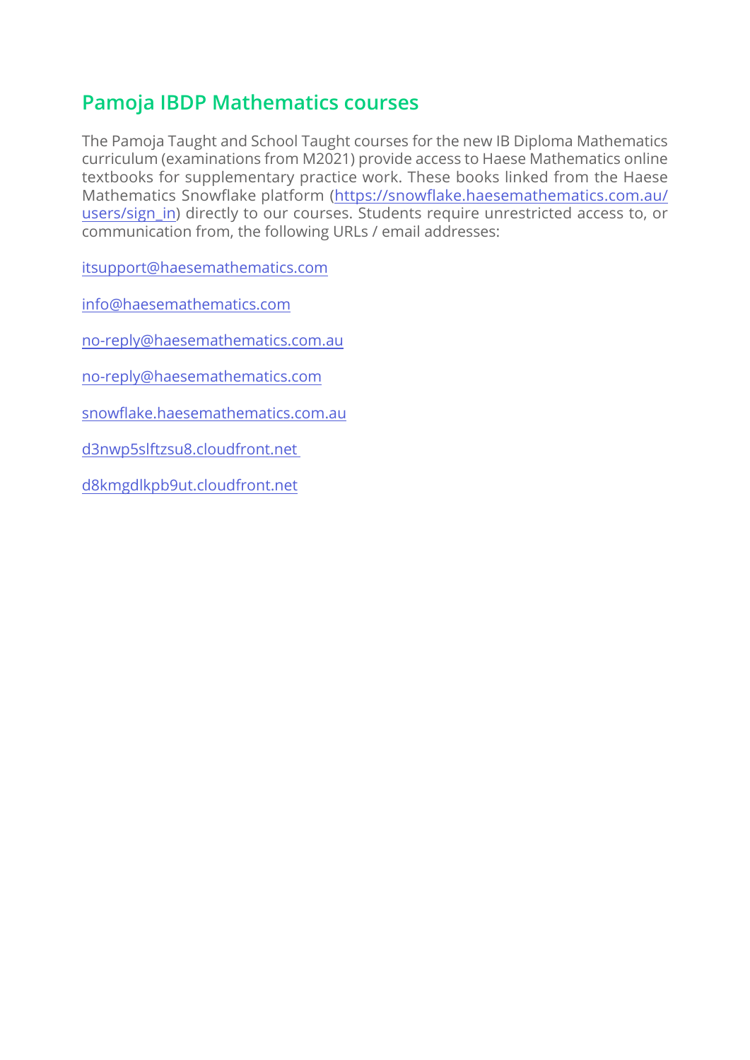## Pamoja IBDP Mathematics courses

The Pamoja Taught and School Taught courses for the new IB Diploma Mathematics curriculum (examinations from M2021) provide access to Haese Mathematics online textbooks for supplementary practice work. These books linked from the Haese Mathematics Snowflake platform (https://snowflake.haesemathematics.com.au/users/sign_in) directly to our courses. Students require unrestricted access to, or communication from, the following URLs / email addresses:

itsupport@haesemathematics.com

info@haesemathematics.com

no-reply@haesemathematics.com.au

no-reply@haesemathematics.com

snowflake.haesemathematics.com.au

d3nwp5slftzsu8.cloudfront.net

d8kmgdlkpb9ut.cloudfront.net